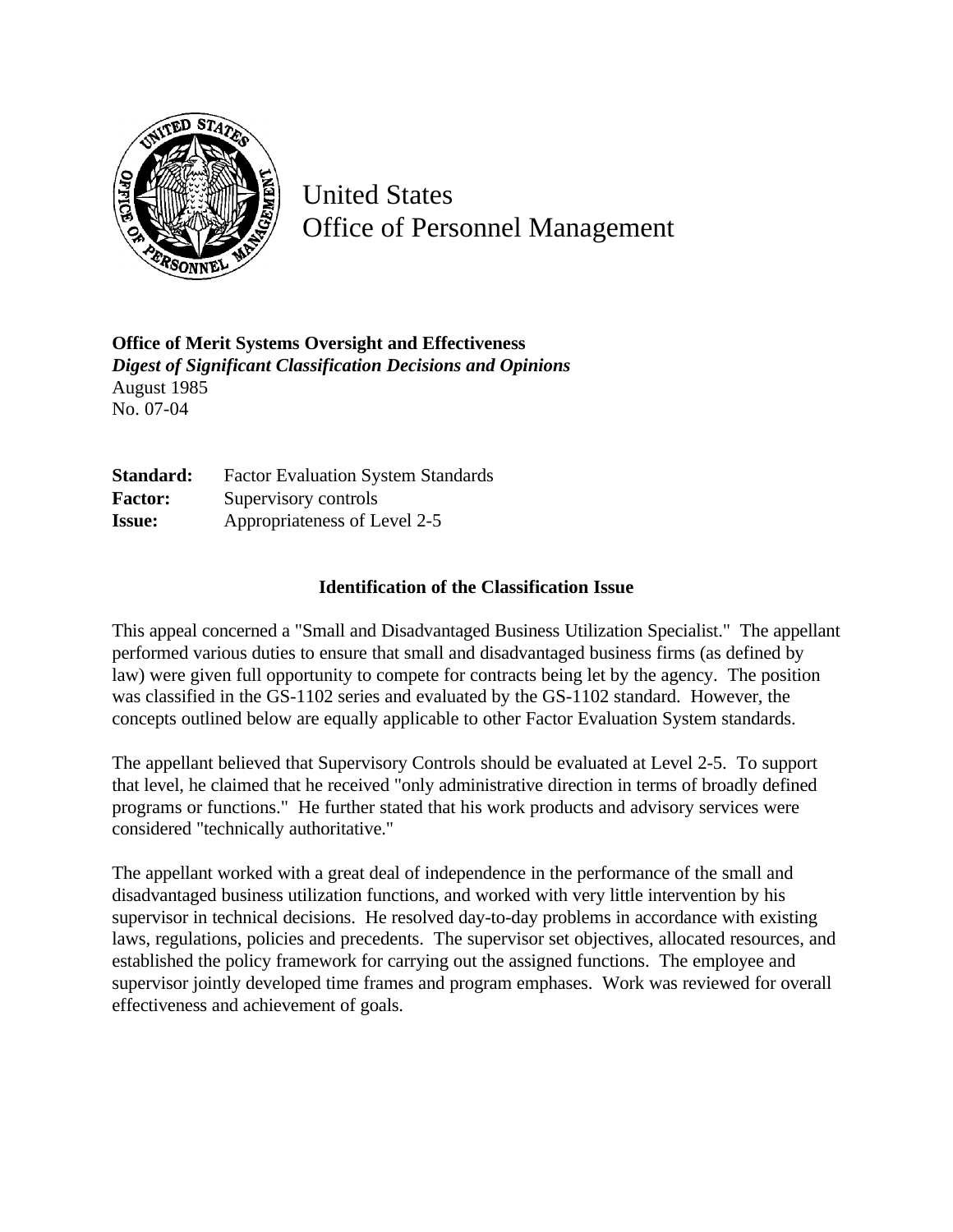# United States Office of Personnel Management

**Office of Merit Systems Oversight and Effectiveness**
***Digest of Significant Classification Decisions and Opinions***
August 1985
No. 07-04

**Standard:** Factor Evaluation System Standards
**Factor:** Supervisory controls
**Issue:** Appropriateness of Level 2-5

### Identification of the Classification Issue

This appeal concerned a "Small and Disadvantaged Business Utilization Specialist." The appellant performed various duties to ensure that small and disadvantaged business firms (as defined by law) were given full opportunity to compete for contracts being let by the agency. The position was classified in the GS-1102 series and evaluated by the GS-1102 standard. However, the concepts outlined below are equally applicable to other Factor Evaluation System standards.

The appellant believed that Supervisory Controls should be evaluated at Level 2-5. To support that level, he claimed that he received "only administrative direction in terms of broadly defined programs or functions." He further stated that his work products and advisory services were considered "technically authoritative."

The appellant worked with a great deal of independence in the performance of the small and disadvantaged business utilization functions, and worked with very little intervention by his supervisor in technical decisions. He resolved day-to-day problems in accordance with existing laws, regulations, policies and precedents. The supervisor set objectives, allocated resources, and established the policy framework for carrying out the assigned functions. The employee and supervisor jointly developed time frames and program emphases. Work was reviewed for overall effectiveness and achievement of goals.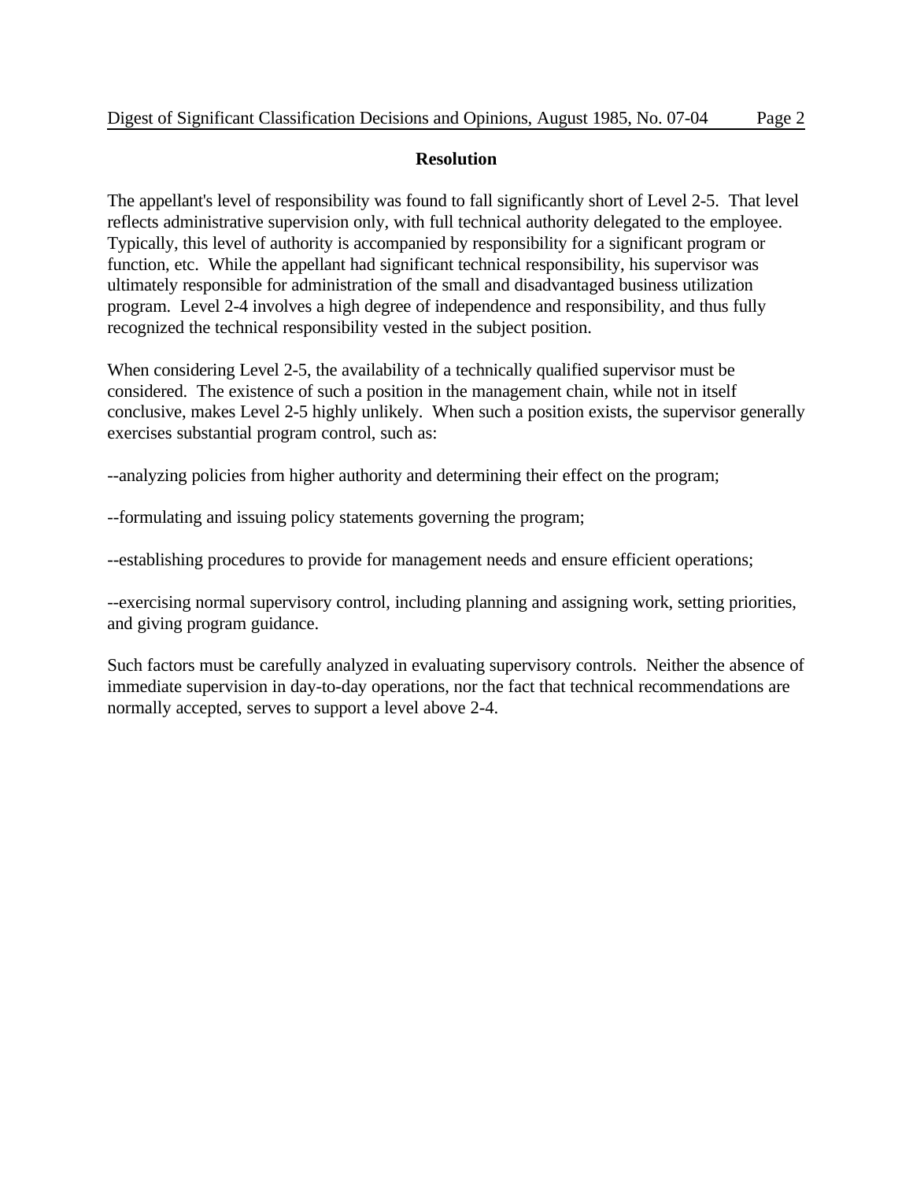**Resolution**

The appellant's level of responsibility was found to fall significantly short of Level 2-5. That level reflects administrative supervision only, with full technical authority delegated to the employee. Typically, this level of authority is accompanied by responsibility for a significant program or function, etc. While the appellant had significant technical responsibility, his supervisor was ultimately responsible for administration of the small and disadvantaged business utilization program. Level 2-4 involves a high degree of independence and responsibility, and thus fully recognized the technical responsibility vested in the subject position.

When considering Level 2-5, the availability of a technically qualified supervisor must be considered. The existence of such a position in the management chain, while not in itself conclusive, makes Level 2-5 highly unlikely. When such a position exists, the supervisor generally exercises substantial program control, such as:

--analyzing policies from higher authority and determining their effect on the program;

--formulating and issuing policy statements governing the program;

--establishing procedures to provide for management needs and ensure efficient operations;

--exercising normal supervisory control, including planning and assigning work, setting priorities, and giving program guidance.

Such factors must be carefully analyzed in evaluating supervisory controls. Neither the absence of immediate supervision in day-to-day operations, nor the fact that technical recommendations are normally accepted, serves to support a level above 2-4.